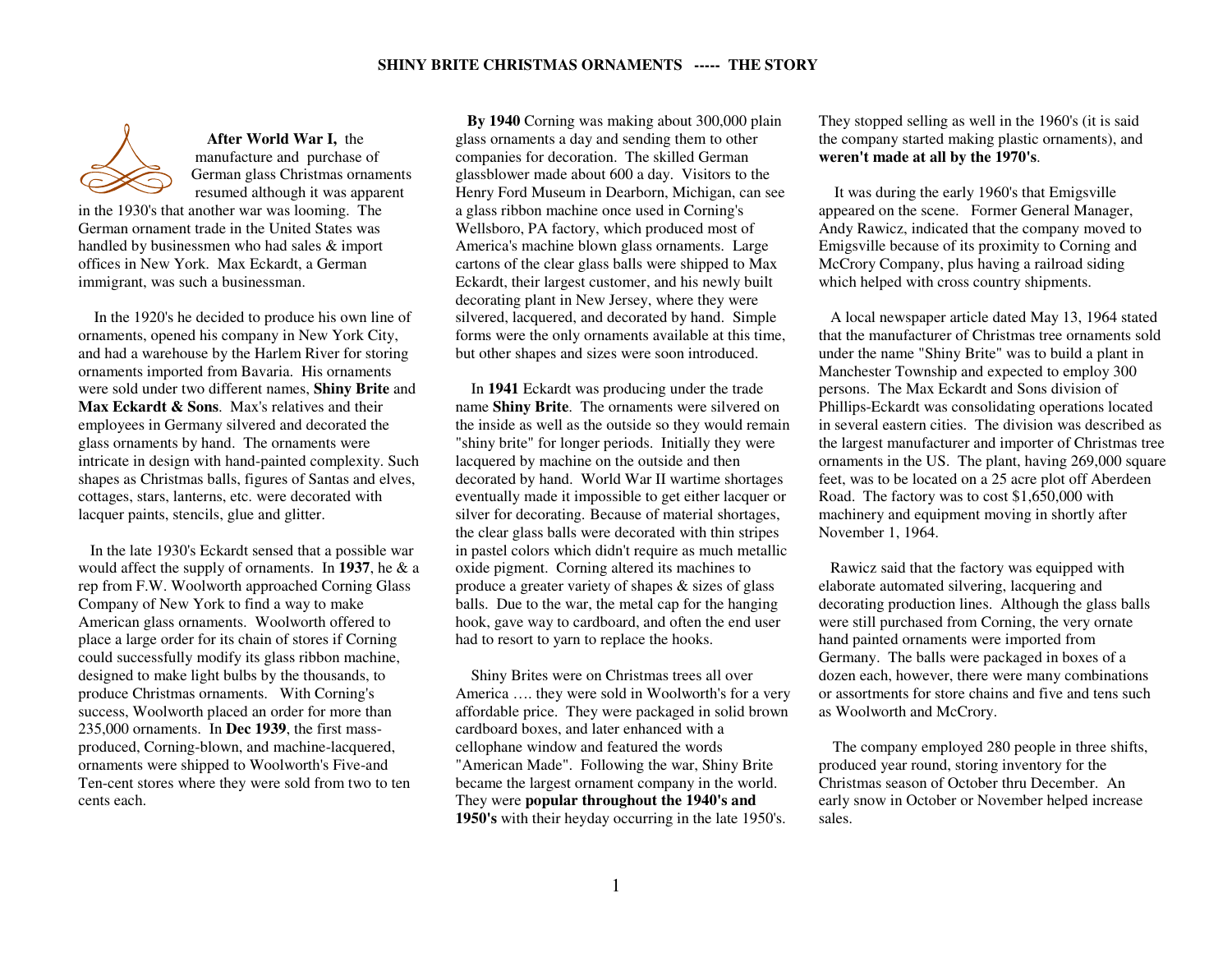# SHINY BRITE CHRISTMAS ORNAMENTS ----- THE STORY

**After World War I,** the manufacture and purchase of German glass Christmas ornaments resumed although it was apparent in the 1930's that another war was looming. The German ornament trade in the United States was handled by businessmen who had sales & import offices in New York. Max Eckardt, a German immigrant, was such a businessman.

In the 1920's he decided to produce his own line of ornaments, opened his company in New York City, and had a warehouse by the Harlem River for storing ornaments imported from Bavaria. His ornaments were sold under two different names, **Shiny Brite** and **Max Eckardt & Sons**. Max's relatives and their employees in Germany silvered and decorated the glass ornaments by hand. The ornaments were intricate in design with hand-painted complexity. Such shapes as Christmas balls, figures of Santas and elves, cottages, stars, lanterns, etc. were decorated with lacquer paints, stencils, glue and glitter.

In the late 1930's Eckardt sensed that a possible war would affect the supply of ornaments. In **1937**, he & a rep from F.W. Woolworth approached Corning Glass Company of New York to find a way to make American glass ornaments. Woolworth offered to place a large order for its chain of stores if Corning could successfully modify its glass ribbon machine, designed to make light bulbs by the thousands, to produce Christmas ornaments. With Corning's success, Woolworth placed an order for more than 235,000 ornaments. In **Dec 1939**, the first mass-produced, Corning-blown, and machine-lacquered, ornaments were shipped to Woolworth's Five-and Ten-cent stores where they were sold from two to ten cents each.

**By 1940** Corning was making about 300,000 plain glass ornaments a day and sending them to other companies for decoration. The skilled German glassblower made about 600 a day. Visitors to the Henry Ford Museum in Dearborn, Michigan, can see a glass ribbon machine once used in Corning's Wellsboro, PA factory, which produced most of America's machine blown glass ornaments. Large cartons of the clear glass balls were shipped to Max Eckardt, their largest customer, and his newly built decorating plant in New Jersey, where they were silvered, lacquered, and decorated by hand. Simple forms were the only ornaments available at this time, but other shapes and sizes were soon introduced.

In **1941** Eckardt was producing under the trade name **Shiny Brite**. The ornaments were silvered on the inside as well as the outside so they would remain "shiny brite" for longer periods. Initially they were lacquered by machine on the outside and then decorated by hand. World War II wartime shortages eventually made it impossible to get either lacquer or silver for decorating. Because of material shortages, the clear glass balls were decorated with thin stripes in pastel colors which didn't require as much metallic oxide pigment. Corning altered its machines to produce a greater variety of shapes & sizes of glass balls. Due to the war, the metal cap for the hanging hook, gave way to cardboard, and often the end user had to resort to yarn to replace the hooks.

Shiny Brites were on Christmas trees all over America …. they were sold in Woolworth's for a very affordable price. They were packaged in solid brown cardboard boxes, and later enhanced with a cellophane window and featured the words "American Made". Following the war, Shiny Brite became the largest ornament company in the world. They were **popular throughout the 1940's and 1950's** with their heyday occurring in the late 1950's. They stopped selling as well in the 1960's (it is said the company started making plastic ornaments), and **weren't made at all by the 1970's**.

It was during the early 1960's that Emigsville appeared on the scene. Former General Manager, Andy Rawicz, indicated that the company moved to Emigsville because of its proximity to Corning and McCrory Company, plus having a railroad siding which helped with cross country shipments.

A local newspaper article dated May 13, 1964 stated that the manufacturer of Christmas tree ornaments sold under the name "Shiny Brite" was to build a plant in Manchester Township and expected to employ 300 persons. The Max Eckardt and Sons division of Phillips-Eckardt was consolidating operations located in several eastern cities. The division was described as the largest manufacturer and importer of Christmas tree ornaments in the US. The plant, having 269,000 square feet, was to be located on a 25 acre plot off Aberdeen Road. The factory was to cost $1,650,000 with machinery and equipment moving in shortly after November 1, 1964.

Rawicz said that the factory was equipped with elaborate automated silvering, lacquering and decorating production lines. Although the glass balls were still purchased from Corning, the very ornate hand painted ornaments were imported from Germany. The balls were packaged in boxes of a dozen each, however, there were many combinations or assortments for store chains and five and tens such as Woolworth and McCrory.

The company employed 280 people in three shifts, produced year round, storing inventory for the Christmas season of October thru December. An early snow in October or November helped increase sales.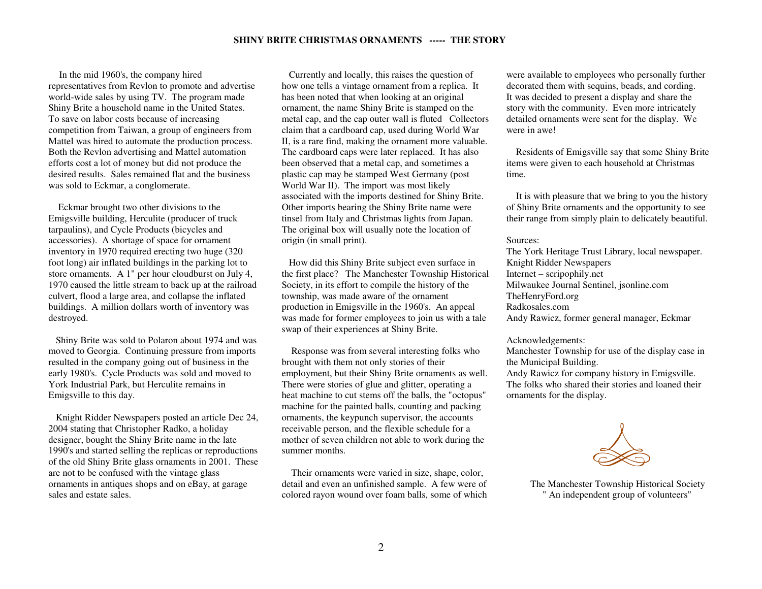## SHINY BRITE CHRISTMAS ORNAMENTS ----- THE STORY

In the mid 1960's, the company hired representatives from Revlon to promote and advertise world-wide sales by using TV. The program made Shiny Brite a household name in the United States. To save on labor costs because of increasing competition from Taiwan, a group of engineers from Mattel was hired to automate the production process. Both the Revlon advertising and Mattel automation efforts cost a lot of money but did not produce the desired results. Sales remained flat and the business was sold to Eckmar, a conglomerate.

Eckmar brought two other divisions to the Emigsville building, Herculite (producer of truck tarpaulins), and Cycle Products (bicycles and accessories). A shortage of space for ornament inventory in 1970 required erecting two huge (320 foot long) air inflated buildings in the parking lot to store ornaments. A 1" per hour cloudburst on July 4, 1970 caused the little stream to back up at the railroad culvert, flood a large area, and collapse the inflated buildings. A million dollars worth of inventory was destroyed.

Shiny Brite was sold to Polaron about 1974 and was moved to Georgia. Continuing pressure from imports resulted in the company going out of business in the early 1980's. Cycle Products was sold and moved to York Industrial Park, but Herculite remains in Emigsville to this day.

Knight Ridder Newspapers posted an article Dec 24, 2004 stating that Christopher Radko, a holiday designer, bought the Shiny Brite name in the late 1990's and started selling the replicas or reproductions of the old Shiny Brite glass ornaments in 2001. These are not to be confused with the vintage glass ornaments in antiques shops and on eBay, at garage sales and estate sales.

Currently and locally, this raises the question of how one tells a vintage ornament from a replica. It has been noted that when looking at an original ornament, the name Shiny Brite is stamped on the metal cap, and the cap outer wall is fluted Collectors claim that a cardboard cap, used during World War II, is a rare find, making the ornament more valuable. The cardboard caps were later replaced. It has also been observed that a metal cap, and sometimes a plastic cap may be stamped West Germany (post World War II). The import was most likely associated with the imports destined for Shiny Brite. Other imports bearing the Shiny Brite name were tinsel from Italy and Christmas lights from Japan. The original box will usually note the location of origin (in small print).

How did this Shiny Brite subject even surface in the first place? The Manchester Township Historical Society, in its effort to compile the history of the township, was made aware of the ornament production in Emigsville in the 1960's. An appeal was made for former employees to join us with a tale swap of their experiences at Shiny Brite.

Response was from several interesting folks who brought with them not only stories of their employment, but their Shiny Brite ornaments as well. There were stories of glue and glitter, operating a heat machine to cut stems off the balls, the "octopus" machine for the painted balls, counting and packing ornaments, the keypunch supervisor, the accounts receivable person, and the flexible schedule for a mother of seven children not able to work during the summer months.

Their ornaments were varied in size, shape, color, detail and even an unfinished sample. A few were of colored rayon wound over foam balls, some of which were available to employees who personally further decorated them with sequins, beads, and cording. It was decided to present a display and share the story with the community. Even more intricately detailed ornaments were sent for the display. We were in awe!

Residents of Emigsville say that some Shiny Brite items were given to each household at Christmas time.

It is with pleasure that we bring to you the history of Shiny Brite ornaments and the opportunity to see their range from simply plain to delicately beautiful.

Sources:
The York Heritage Trust Library, local newspaper.
Knight Ridder Newspapers
Internet – scripophily.net
Milwaukee Journal Sentinel, jsonline.com
TheHenryFord.org
Radkosales.com
Andy Rawicz, former general manager, Eckmar

Acknowledgements:
Manchester Township for use of the display case in the Municipal Building.
Andy Rawicz for company history in Emigsville.
The folks who shared their stories and loaned their ornaments for the display.

The Manchester Township Historical Society
" An independent group of volunteers"